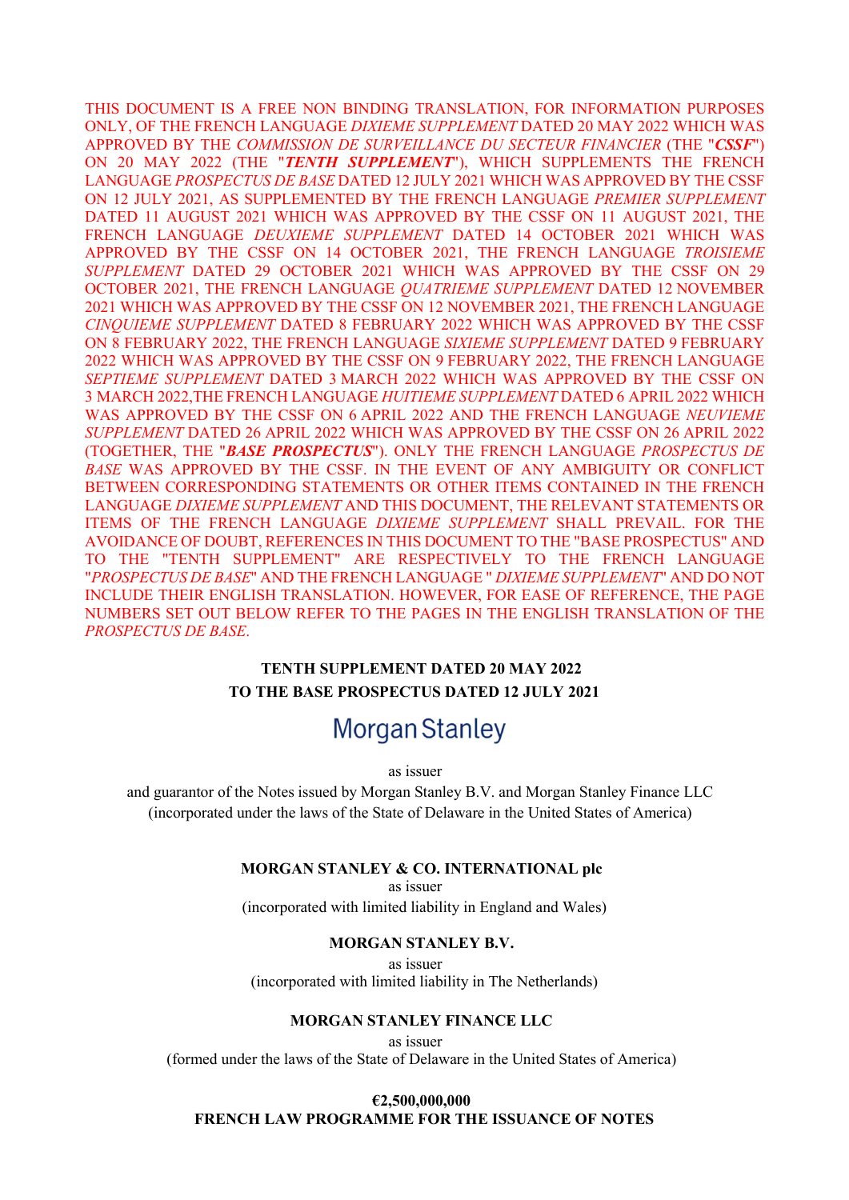THIS DOCUMENT IS A FREE NON BINDING TRANSLATION, FOR INFORMATION PURPOSES ONLY, OF THE FRENCH LANGUAGE *DIXIEME SUPPLEMENT* DATED 20 MAY 2022 WHICH WAS APPROVED BY THE *COMMISSION DE SURVEILLANCE DU SECTEUR FINANCIER* (THE "***CSSF***") ON 20 MAY 2022 (THE "***TENTH SUPPLEMENT***"), WHICH SUPPLEMENTS THE FRENCH LANGUAGE *PROSPECTUS DE BASE* DATED 12 JULY 2021 WHICH WAS APPROVED BY THE CSSF ON 12 JULY 2021, AS SUPPLEMENTED BY THE FRENCH LANGUAGE *PREMIER SUPPLEMENT* DATED 11 AUGUST 2021 WHICH WAS APPROVED BY THE CSSF ON 11 AUGUST 2021, THE FRENCH LANGUAGE *DEUXIEME SUPPLEMENT* DATED 14 OCTOBER 2021 WHICH WAS APPROVED BY THE CSSF ON 14 OCTOBER 2021, THE FRENCH LANGUAGE *TROISIEME SUPPLEMENT* DATED 29 OCTOBER 2021 WHICH WAS APPROVED BY THE CSSF ON 29 OCTOBER 2021, THE FRENCH LANGUAGE *QUATRIEME SUPPLEMENT* DATED 12 NOVEMBER 2021 WHICH WAS APPROVED BY THE CSSF ON 12 NOVEMBER 2021, THE FRENCH LANGUAGE *CINQUIEME SUPPLEMENT* DATED 8 FEBRUARY 2022 WHICH WAS APPROVED BY THE CSSF ON 8 FEBRUARY 2022, THE FRENCH LANGUAGE *SIXIEME SUPPLEMENT* DATED 9 FEBRUARY 2022 WHICH WAS APPROVED BY THE CSSF ON 9 FEBRUARY 2022, THE FRENCH LANGUAGE *SEPTIEME SUPPLEMENT* DATED 3 MARCH 2022 WHICH WAS APPROVED BY THE CSSF ON 3 MARCH 2022,THE FRENCH LANGUAGE *HUITIEME SUPPLEMENT* DATED 6 APRIL 2022 WHICH WAS APPROVED BY THE CSSF ON 6 APRIL 2022 AND THE FRENCH LANGUAGE *NEUVIEME SUPPLEMENT* DATED 26 APRIL 2022 WHICH WAS APPROVED BY THE CSSF ON 26 APRIL 2022 (TOGETHER, THE "***BASE PROSPECTUS***"). ONLY THE FRENCH LANGUAGE *PROSPECTUS DE BASE* WAS APPROVED BY THE CSSF. IN THE EVENT OF ANY AMBIGUITY OR CONFLICT BETWEEN CORRESPONDING STATEMENTS OR OTHER ITEMS CONTAINED IN THE FRENCH LANGUAGE *DIXIEME SUPPLEMENT* AND THIS DOCUMENT, THE RELEVANT STATEMENTS OR ITEMS OF THE FRENCH LANGUAGE *DIXIEME SUPPLEMENT* SHALL PREVAIL. FOR THE AVOIDANCE OF DOUBT, REFERENCES IN THIS DOCUMENT TO THE "BASE PROSPECTUS" AND TO THE "TENTH SUPPLEMENT" ARE RESPECTIVELY TO THE FRENCH LANGUAGE "*PROSPECTUS DE BASE*" AND THE FRENCH LANGUAGE " *DIXIEME SUPPLEMENT*" AND DO NOT INCLUDE THEIR ENGLISH TRANSLATION. HOWEVER, FOR EASE OF REFERENCE, THE PAGE NUMBERS SET OUT BELOW REFER TO THE PAGES IN THE ENGLISH TRANSLATION OF THE *PROSPECTUS DE BASE*.

**TENTH SUPPLEMENT DATED 20 MAY 2022**
**TO THE BASE PROSPECTUS DATED 12 JULY 2021**

Morgan Stanley

as issuer
and guarantor of the Notes issued by Morgan Stanley B.V. and Morgan Stanley Finance LLC
(incorporated under the laws of the State of Delaware in the United States of America)

**MORGAN STANLEY & CO. INTERNATIONAL plc**
as issuer
(incorporated with limited liability in England and Wales)

**MORGAN STANLEY B.V.**
as issuer
(incorporated with limited liability in The Netherlands)

**MORGAN STANLEY FINANCE LLC**
as issuer
(formed under the laws of the State of Delaware in the United States of America)

**€2,500,000,000**
**FRENCH LAW PROGRAMME FOR THE ISSUANCE OF NOTES**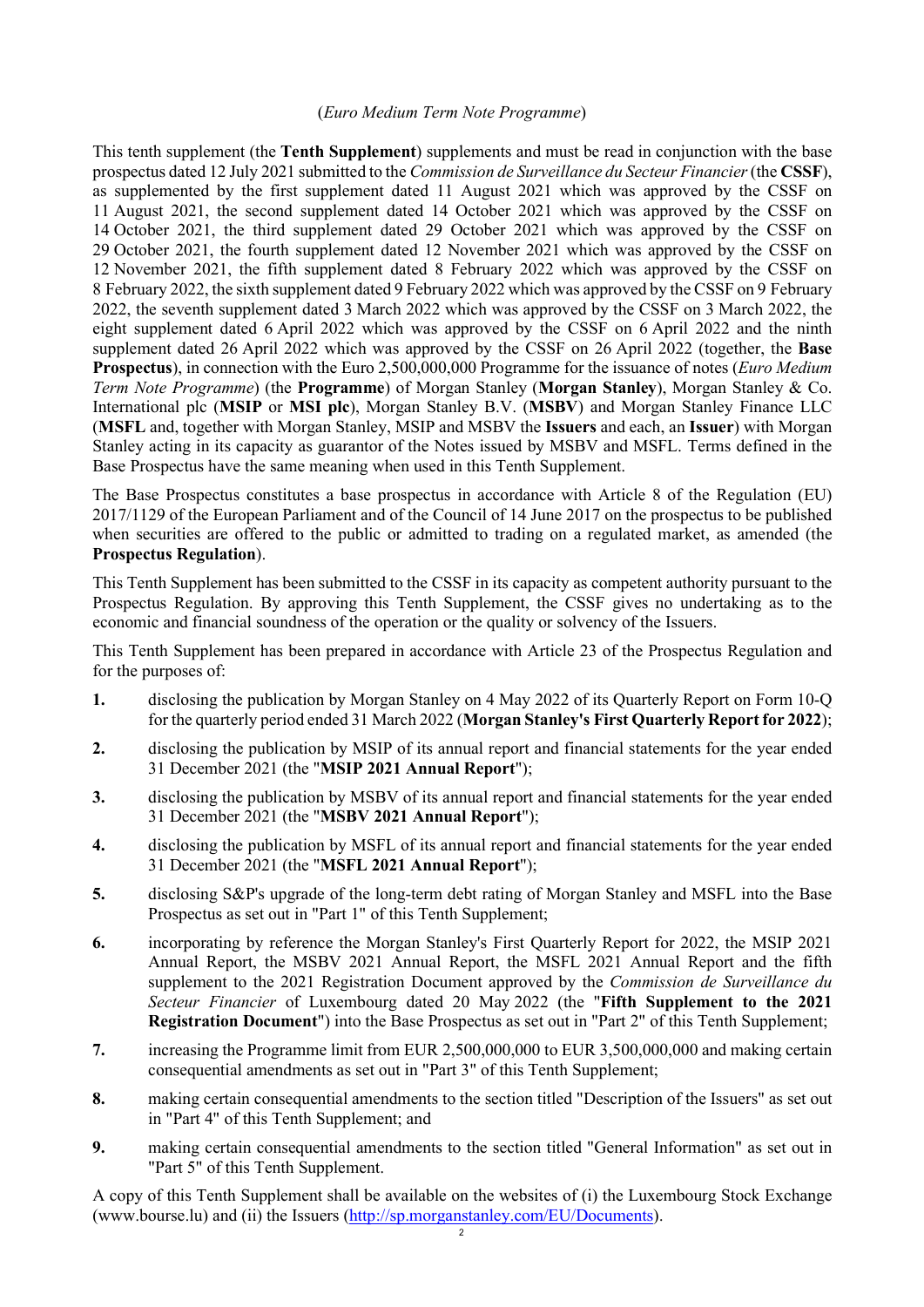(*Euro Medium Term Note Programme*)

This tenth supplement (the **Tenth Supplement**) supplements and must be read in conjunction with the base prospectus dated 12 July 2021 submitted to the *Commission de Surveillance du Secteur Financier* (the **CSSF**), as supplemented by the first supplement dated 11 August 2021 which was approved by the CSSF on 11 August 2021, the second supplement dated 14 October 2021 which was approved by the CSSF on 14 October 2021, the third supplement dated 29 October 2021 which was approved by the CSSF on 29 October 2021, the fourth supplement dated 12 November 2021 which was approved by the CSSF on 12 November 2021, the fifth supplement dated 8 February 2022 which was approved by the CSSF on 8 February 2022, the sixth supplement dated 9 February 2022 which was approved by the CSSF on 9 February 2022, the seventh supplement dated 3 March 2022 which was approved by the CSSF on 3 March 2022, the eight supplement dated 6 April 2022 which was approved by the CSSF on 6 April 2022 and the ninth supplement dated 26 April 2022 which was approved by the CSSF on 26 April 2022 (together, the **Base Prospectus**), in connection with the Euro 2,500,000,000 Programme for the issuance of notes (*Euro Medium Term Note Programme*) (the **Programme**) of Morgan Stanley (**Morgan Stanley**), Morgan Stanley & Co. International plc (**MSIP** or **MSI plc**), Morgan Stanley B.V. (**MSBV**) and Morgan Stanley Finance LLC (**MSFL** and, together with Morgan Stanley, MSIP and MSBV the **Issuers** and each, an **Issuer**) with Morgan Stanley acting in its capacity as guarantor of the Notes issued by MSBV and MSFL. Terms defined in the Base Prospectus have the same meaning when used in this Tenth Supplement.

The Base Prospectus constitutes a base prospectus in accordance with Article 8 of the Regulation (EU) 2017/1129 of the European Parliament and of the Council of 14 June 2017 on the prospectus to be published when securities are offered to the public or admitted to trading on a regulated market, as amended (the **Prospectus Regulation**).

This Tenth Supplement has been submitted to the CSSF in its capacity as competent authority pursuant to the Prospectus Regulation. By approving this Tenth Supplement, the CSSF gives no undertaking as to the economic and financial soundness of the operation or the quality or solvency of the Issuers.

This Tenth Supplement has been prepared in accordance with Article 23 of the Prospectus Regulation and for the purposes of:

1. disclosing the publication by Morgan Stanley on 4 May 2022 of its Quarterly Report on Form 10-Q for the quarterly period ended 31 March 2022 (**Morgan Stanley's First Quarterly Report for 2022**);
2. disclosing the publication by MSIP of its annual report and financial statements for the year ended 31 December 2021 (the "**MSIP 2021 Annual Report**");
3. disclosing the publication by MSBV of its annual report and financial statements for the year ended 31 December 2021 (the "**MSBV 2021 Annual Report**");
4. disclosing the publication by MSFL of its annual report and financial statements for the year ended 31 December 2021 (the "**MSFL 2021 Annual Report**");
5. disclosing S&P's upgrade of the long-term debt rating of Morgan Stanley and MSFL into the Base Prospectus as set out in "Part 1" of this Tenth Supplement;
6. incorporating by reference the Morgan Stanley's First Quarterly Report for 2022, the MSIP 2021 Annual Report, the MSBV 2021 Annual Report, the MSFL 2021 Annual Report and the fifth supplement to the 2021 Registration Document approved by the *Commission de Surveillance du Secteur Financier* of Luxembourg dated 20 May 2022 (the "**Fifth Supplement to the 2021 Registration Document**") into the Base Prospectus as set out in "Part 2" of this Tenth Supplement;
7. increasing the Programme limit from EUR 2,500,000,000 to EUR 3,500,000,000 and making certain consequential amendments as set out in "Part 3" of this Tenth Supplement;
8. making certain consequential amendments to the section titled "Description of the Issuers" as set out in "Part 4" of this Tenth Supplement; and
9. making certain consequential amendments to the section titled "General Information" as set out in "Part 5" of this Tenth Supplement.

A copy of this Tenth Supplement shall be available on the websites of (i) the Luxembourg Stock Exchange (www.bourse.lu) and (ii) the Issuers (http://sp.morganstanley.com/EU/Documents).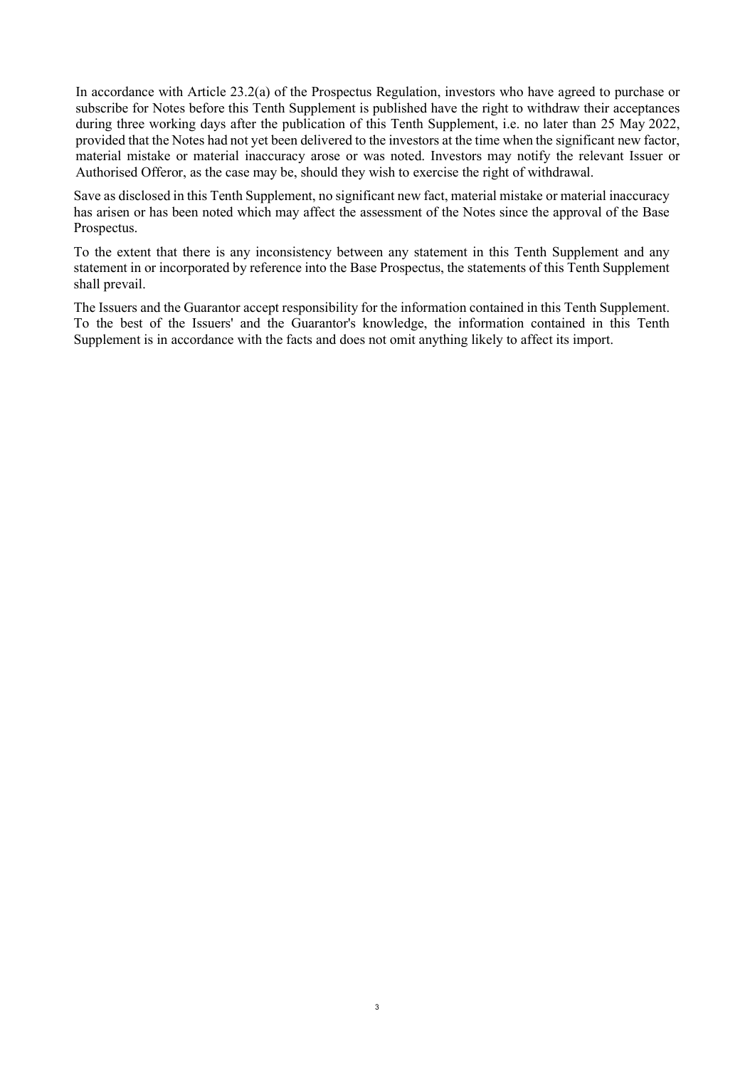In accordance with Article 23.2(a) of the Prospectus Regulation, investors who have agreed to purchase or subscribe for Notes before this Tenth Supplement is published have the right to withdraw their acceptances during three working days after the publication of this Tenth Supplement, i.e. no later than 25 May 2022, provided that the Notes had not yet been delivered to the investors at the time when the significant new factor, material mistake or material inaccuracy arose or was noted. Investors may notify the relevant Issuer or Authorised Offeror, as the case may be, should they wish to exercise the right of withdrawal.

Save as disclosed in this Tenth Supplement, no significant new fact, material mistake or material inaccuracy has arisen or has been noted which may affect the assessment of the Notes since the approval of the Base Prospectus.

To the extent that there is any inconsistency between any statement in this Tenth Supplement and any statement in or incorporated by reference into the Base Prospectus, the statements of this Tenth Supplement shall prevail.

The Issuers and the Guarantor accept responsibility for the information contained in this Tenth Supplement. To the best of the Issuers' and the Guarantor's knowledge, the information contained in this Tenth Supplement is in accordance with the facts and does not omit anything likely to affect its import.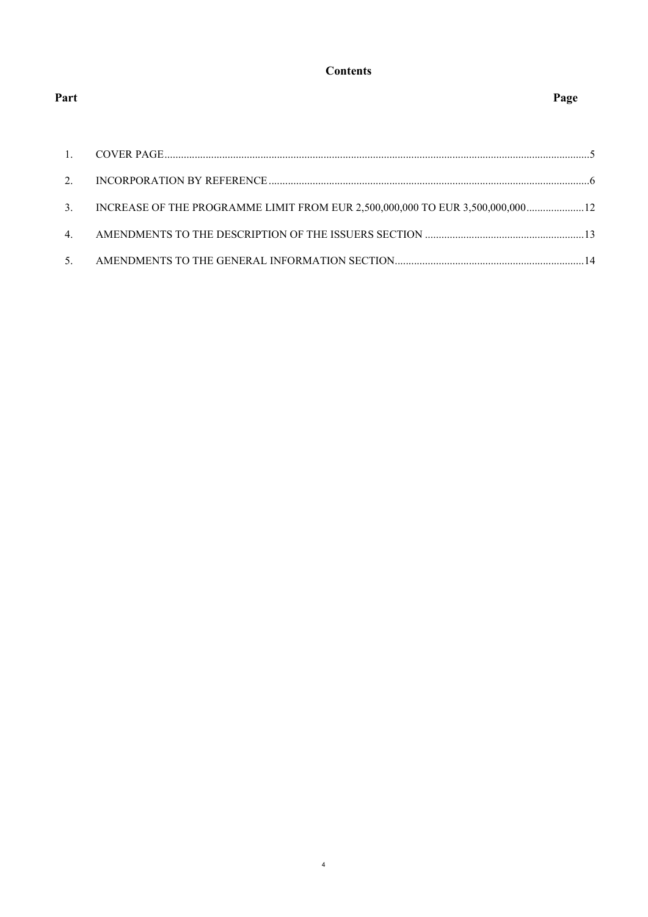# Contents

| Part | | Page |
|---|---|---|
| 1. | COVER PAGE | 5 |
| 2. | INCORPORATION BY REFERENCE | 6 |
| 3. | INCREASE OF THE PROGRAMME LIMIT FROM EUR 2,500,000,000 TO EUR 3,500,000,000 | 12 |
| 4. | AMENDMENTS TO THE DESCRIPTION OF THE ISSUERS SECTION | 13 |
| 5. | AMENDMENTS TO THE GENERAL INFORMATION SECTION | 14 |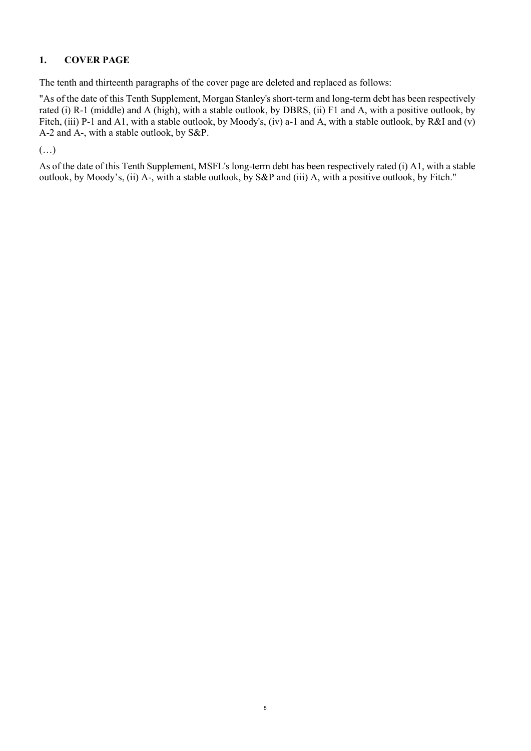## 1. COVER PAGE

The tenth and thirteenth paragraphs of the cover page are deleted and replaced as follows:

"As of the date of this Tenth Supplement, Morgan Stanley's short-term and long-term debt has been respectively rated (i) R-1 (middle) and A (high), with a stable outlook, by DBRS, (ii) F1 and A, with a positive outlook, by Fitch, (iii) P-1 and A1, with a stable outlook, by Moody's, (iv) a-1 and A, with a stable outlook, by R&I and (v) A-2 and A-, with a stable outlook, by S&P.

(…)

As of the date of this Tenth Supplement, MSFL's long-term debt has been respectively rated (i) A1, with a stable outlook, by Moody's, (ii) A-, with a stable outlook, by S&P and (iii) A, with a positive outlook, by Fitch."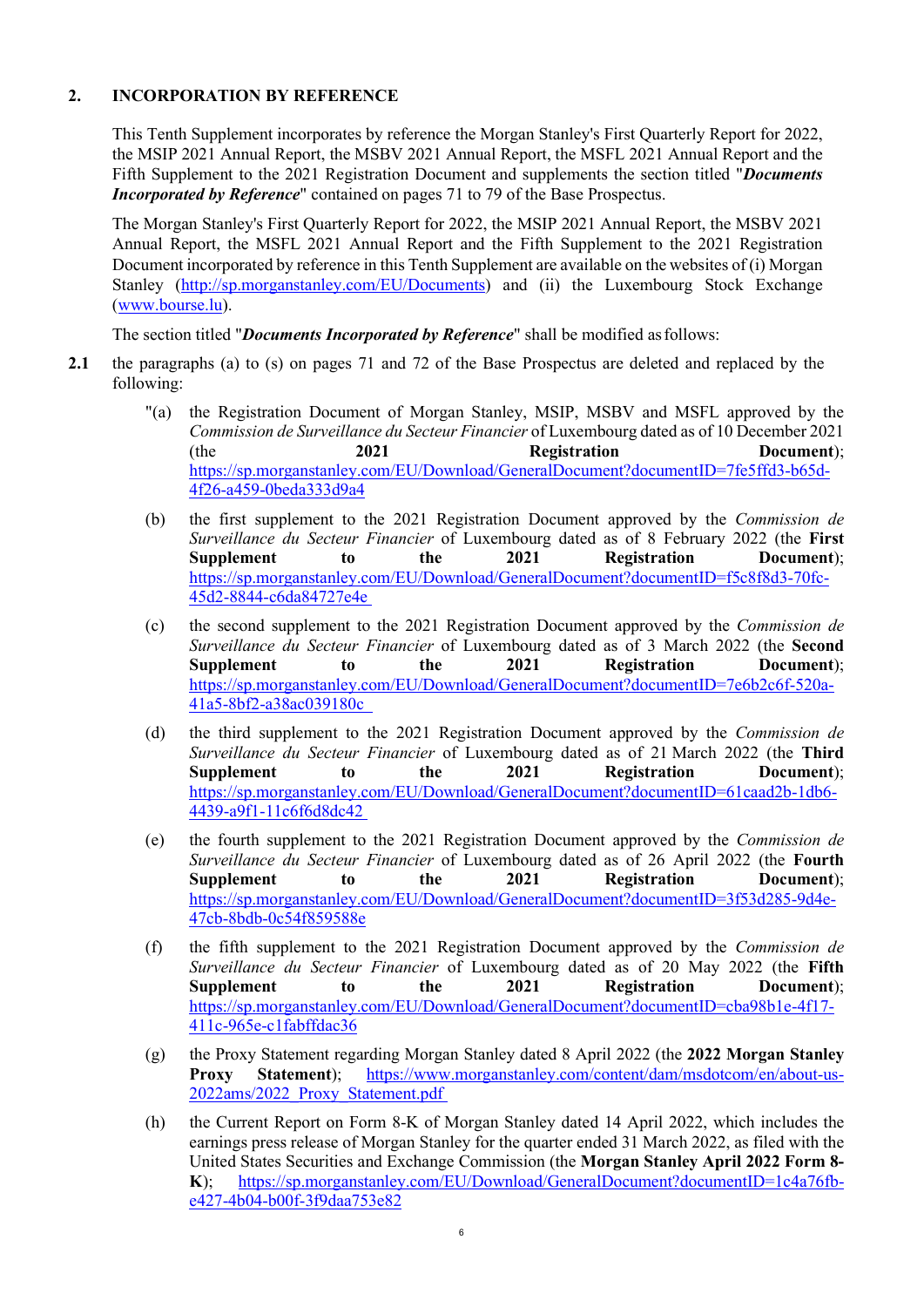## 2. INCORPORATION BY REFERENCE

This Tenth Supplement incorporates by reference the Morgan Stanley's First Quarterly Report for 2022, the MSIP 2021 Annual Report, the MSBV 2021 Annual Report, the MSFL 2021 Annual Report and the Fifth Supplement to the 2021 Registration Document and supplements the section titled "***Documents Incorporated by Reference***" contained on pages 71 to 79 of the Base Prospectus.

The Morgan Stanley's First Quarterly Report for 2022, the MSIP 2021 Annual Report, the MSBV 2021 Annual Report, the MSFL 2021 Annual Report and the Fifth Supplement to the 2021 Registration Document incorporated by reference in this Tenth Supplement are available on the websites of (i) Morgan Stanley (http://sp.morganstanley.com/EU/Documents) and (ii) the Luxembourg Stock Exchange (www.bourse.lu).

The section titled "***Documents Incorporated by Reference***" shall be modified as follows:

**2.1** the paragraphs (a) to (s) on pages 71 and 72 of the Base Prospectus are deleted and replaced by the following:

"(a) the Registration Document of Morgan Stanley, MSIP, MSBV and MSFL approved by the *Commission de Surveillance du Secteur Financier* of Luxembourg dated as of 10 December 2021 (the **2021 Registration Document**); https://sp.morganstanley.com/EU/Download/GeneralDocument?documentID=7fe5ffd3-b65d-4f26-a459-0beda333d9a4

(b) the first supplement to the 2021 Registration Document approved by the *Commission de Surveillance du Secteur Financier* of Luxembourg dated as of 8 February 2022 (the **First Supplement to the 2021 Registration Document**); https://sp.morganstanley.com/EU/Download/GeneralDocument?documentID=f5c8f8d3-70fc-45d2-8844-c6da84727e4e

(c) the second supplement to the 2021 Registration Document approved by the *Commission de Surveillance du Secteur Financier* of Luxembourg dated as of 3 March 2022 (the **Second Supplement to the 2021 Registration Document**); https://sp.morganstanley.com/EU/Download/GeneralDocument?documentID=7e6b2c6f-520a-41a5-8bf2-a38ac039180c

(d) the third supplement to the 2021 Registration Document approved by the *Commission de Surveillance du Secteur Financier* of Luxembourg dated as of 21 March 2022 (the **Third Supplement to the 2021 Registration Document**); https://sp.morganstanley.com/EU/Download/GeneralDocument?documentID=61caad2b-1db6-4439-a9f1-11c6f6d8dc42

(e) the fourth supplement to the 2021 Registration Document approved by the *Commission de Surveillance du Secteur Financier* of Luxembourg dated as of 26 April 2022 (the **Fourth Supplement to the 2021 Registration Document**); https://sp.morganstanley.com/EU/Download/GeneralDocument?documentID=3f53d285-9d4e-47cb-8bdb-0c54f859588e

(f) the fifth supplement to the 2021 Registration Document approved by the *Commission de Surveillance du Secteur Financier* of Luxembourg dated as of 20 May 2022 (the **Fifth Supplement to the 2021 Registration Document**); https://sp.morganstanley.com/EU/Download/GeneralDocument?documentID=cba98b1e-4f17-411c-965e-c1fabffdac36

(g) the Proxy Statement regarding Morgan Stanley dated 8 April 2022 (the **2022 Morgan Stanley Proxy Statement**); https://www.morganstanley.com/content/dam/msdotcom/en/about-us-2022ams/2022_Proxy_Statement.pdf

(h) the Current Report on Form 8-K of Morgan Stanley dated 14 April 2022, which includes the earnings press release of Morgan Stanley for the quarter ended 31 March 2022, as filed with the United States Securities and Exchange Commission (the **Morgan Stanley April 2022 Form 8-K**); https://sp.morganstanley.com/EU/Download/GeneralDocument?documentID=1c4a76fb-e427-4b04-b00f-3f9daa753e82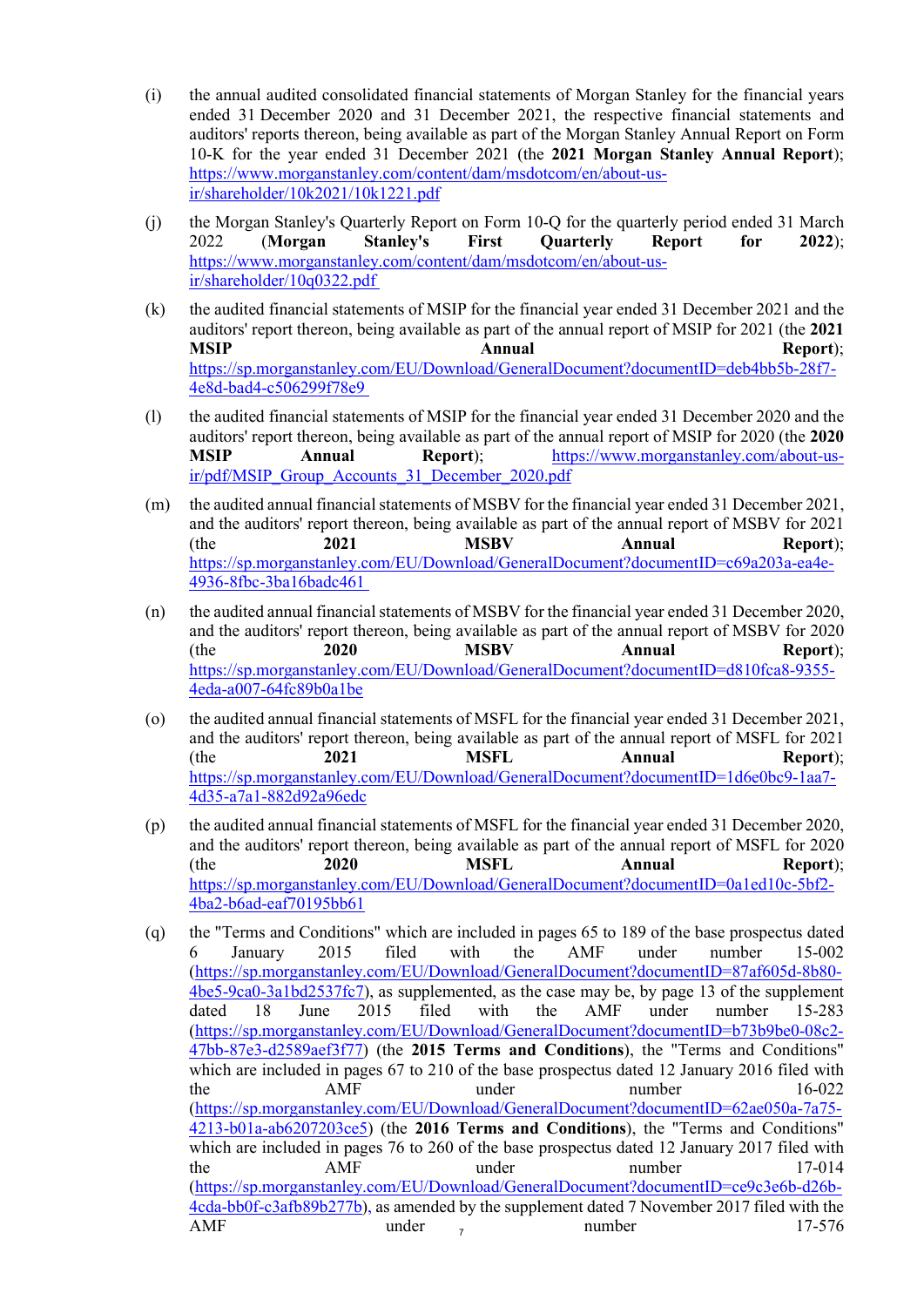(i) the annual audited consolidated financial statements of Morgan Stanley for the financial years ended 31 December 2020 and 31 December 2021, the respective financial statements and auditors' reports thereon, being available as part of the Morgan Stanley Annual Report on Form 10-K for the year ended 31 December 2021 (the **2021 Morgan Stanley Annual Report**); https://www.morganstanley.com/content/dam/msdotcom/en/about-us-ir/shareholder/10k2021/10k1221.pdf

(j) the Morgan Stanley's Quarterly Report on Form 10-Q for the quarterly period ended 31 March 2022 (**Morgan Stanley's First Quarterly Report for 2022**); https://www.morganstanley.com/content/dam/msdotcom/en/about-us-ir/shareholder/10q0322.pdf

(k) the audited financial statements of MSIP for the financial year ended 31 December 2021 and the auditors' report thereon, being available as part of the annual report of MSIP for 2021 (the **2021 MSIP Annual Report**); https://sp.morganstanley.com/EU/Download/GeneralDocument?documentID=deb4bb5b-28f7-4e8d-bad4-c506299f78e9

(l) the audited financial statements of MSIP for the financial year ended 31 December 2020 and the auditors' report thereon, being available as part of the annual report of MSIP for 2020 (the **2020 MSIP Annual Report**); https://www.morganstanley.com/about-us-ir/pdf/MSIP_Group_Accounts_31_December_2020.pdf

(m) the audited annual financial statements of MSBV for the financial year ended 31 December 2021, and the auditors' report thereon, being available as part of the annual report of MSBV for 2021 (the **2021 MSBV Annual Report**); https://sp.morganstanley.com/EU/Download/GeneralDocument?documentID=c69a203a-ea4e-4936-8fbc-3ba16badc461

(n) the audited annual financial statements of MSBV for the financial year ended 31 December 2020, and the auditors' report thereon, being available as part of the annual report of MSBV for 2020 (the **2020 MSBV Annual Report**); https://sp.morganstanley.com/EU/Download/GeneralDocument?documentID=d810fca8-9355-4eda-a007-64fc89b0a1be

(o) the audited annual financial statements of MSFL for the financial year ended 31 December 2021, and the auditors' report thereon, being available as part of the annual report of MSFL for 2021 (the **2021 MSFL Annual Report**); https://sp.morganstanley.com/EU/Download/GeneralDocument?documentID=1d6e0bc9-1aa7-4d35-a7a1-882d92a96edc

(p) the audited annual financial statements of MSFL for the financial year ended 31 December 2020, and the auditors' report thereon, being available as part of the annual report of MSFL for 2020 (the **2020 MSFL Annual Report**); https://sp.morganstanley.com/EU/Download/GeneralDocument?documentID=0a1ed10c-5bf2-4ba2-b6ad-eaf70195bb61

(q) the "Terms and Conditions" which are included in pages 65 to 189 of the base prospectus dated 6 January 2015 filed with the AMF under number 15-002 (https://sp.morganstanley.com/EU/Download/GeneralDocument?documentID=87af605d-8b80-4be5-9ca0-3a1bd2537fc7), as supplemented, as the case may be, by page 13 of the supplement dated 18 June 2015 filed with the AMF under number 15-283 (https://sp.morganstanley.com/EU/Download/GeneralDocument?documentID=b73b9be0-08c2-47bb-87e3-d2589aef3f77) (the **2015 Terms and Conditions**), the "Terms and Conditions" which are included in pages 67 to 210 of the base prospectus dated 12 January 2016 filed with the AMF under number 16-022 (https://sp.morganstanley.com/EU/Download/GeneralDocument?documentID=62ae050a-7a75-4213-b01a-ab6207203ce5) (the **2016 Terms and Conditions**), the "Terms and Conditions" which are included in pages 76 to 260 of the base prospectus dated 12 January 2017 filed with the AMF under number 17-014 (https://sp.morganstanley.com/EU/Download/GeneralDocument?documentID=ce9c3e6b-d26b-4cda-bb0f-c3afb89b277b), as amended by the supplement dated 7 November 2017 filed with the AMF under number 17-576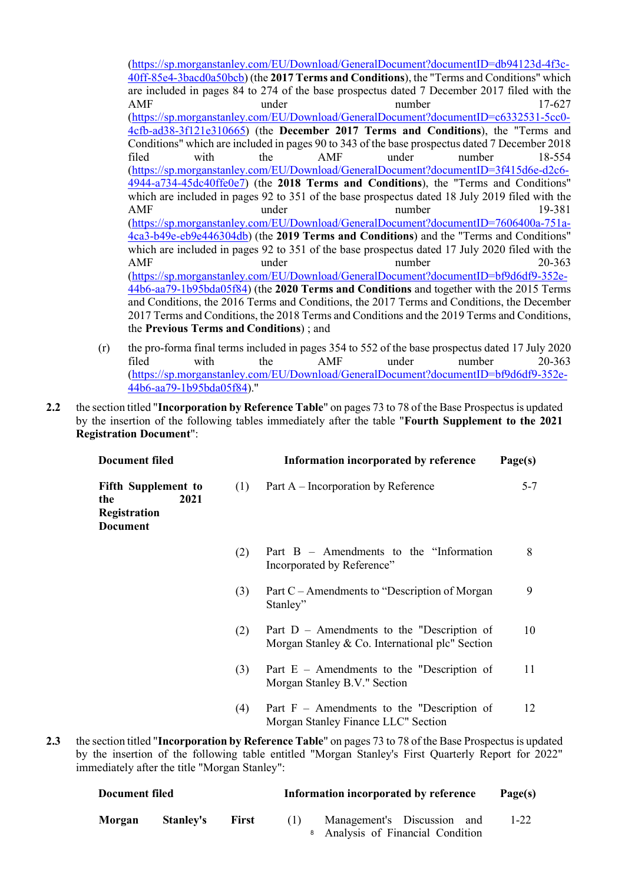(https://sp.morganstanley.com/EU/Download/GeneralDocument?documentID=db94123d-4f3c-40ff-85e4-3bacd0a50bcb) (the **2017 Terms and Conditions**), the "Terms and Conditions" which are included in pages 84 to 274 of the base prospectus dated 7 December 2017 filed with the AMF under number 17-627 (https://sp.morganstanley.com/EU/Download/GeneralDocument?documentID=c6332531-5cc0-4cfb-ad38-3f121e310665) (the **December 2017 Terms and Conditions**), the "Terms and Conditions" which are included in pages 90 to 343 of the base prospectus dated 7 December 2018 filed with the AMF under number 18-554 (https://sp.morganstanley.com/EU/Download/GeneralDocument?documentID=3f415d6e-d2c6-4944-a734-45dc40ffe0e7) (the **2018 Terms and Conditions**), the "Terms and Conditions" which are included in pages 92 to 351 of the base prospectus dated 18 July 2019 filed with the AMF under number 19-381 (https://sp.morganstanley.com/EU/Download/GeneralDocument?documentID=7606400a-751a-4ca3-b49e-eb9e446304db) (the **2019 Terms and Conditions**) and the "Terms and Conditions" which are included in pages 92 to 351 of the base prospectus dated 17 July 2020 filed with the AMF under number 20-363 (https://sp.morganstanley.com/EU/Download/GeneralDocument?documentID=bf9d6df9-352e-44b6-aa79-1b95bda05f84) (the **2020 Terms and Conditions** and together with the 2015 Terms and Conditions, the 2016 Terms and Conditions, the 2017 Terms and Conditions, the December 2017 Terms and Conditions, the 2018 Terms and Conditions and the 2019 Terms and Conditions, the **Previous Terms and Conditions**) ; and

(r) the pro-forma final terms included in pages 354 to 552 of the base prospectus dated 17 July 2020 filed with the AMF under number 20-363 (https://sp.morganstanley.com/EU/Download/GeneralDocument?documentID=bf9d6df9-352e-44b6-aa79-1b95bda05f84)."

**2.2** the section titled "**Incorporation by Reference Table**" on pages 73 to 78 of the Base Prospectus is updated by the insertion of the following tables immediately after the table "**Fourth Supplement to the 2021 Registration Document**":

| Document filed | | Information incorporated by reference | Page(s) |
|---|---|---|---|
| **Fifth Supplement to the 2021 Registration Document** | (1) | Part A – Incorporation by Reference | 5-7 |
| | (2) | Part B – Amendments to the "Information Incorporated by Reference" | 8 |
| | (3) | Part C – Amendments to "Description of Morgan Stanley" | 9 |
| | (2) | Part D – Amendments to the "Description of Morgan Stanley & Co. International plc" Section | 10 |
| | (3) | Part E – Amendments to the "Description of Morgan Stanley B.V." Section | 11 |
| | (4) | Part F – Amendments to the "Description of Morgan Stanley Finance LLC" Section | 12 |

**2.3** the section titled "**Incorporation by Reference Table**" on pages 73 to 78 of the Base Prospectus is updated by the insertion of the following table entitled "Morgan Stanley's First Quarterly Report for 2022" immediately after the title "Morgan Stanley":

| Document filed | | Information incorporated by reference | Page(s) |
|---|---|---|---|
| **Morgan Stanley's First** | (1) | Management's Discussion and Analysis of Financial Condition | 1-22 |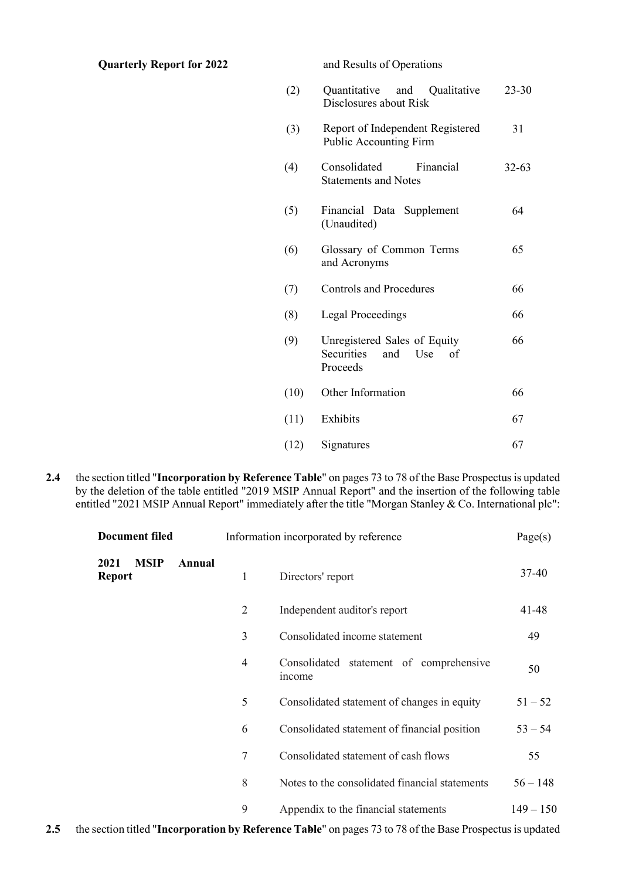| | | | |
|---|---|---|---|
| **Quarterly Report for 2022** | | and Results of Operations | |
| | (2) | Quantitative and Qualitative Disclosures about Risk | 23-30 |
| | (3) | Report of Independent Registered Public Accounting Firm | 31 |
| | (4) | Consolidated Financial Statements and Notes | 32-63 |
| | (5) | Financial Data Supplement (Unaudited) | 64 |
| | (6) | Glossary of Common Terms and Acronyms | 65 |
| | (7) | Controls and Procedures | 66 |
| | (8) | Legal Proceedings | 66 |
| | (9) | Unregistered Sales of Equity Securities and Use of Proceeds | 66 |
| | (10) | Other Information | 66 |
| | (11) | Exhibits | 67 |
| | (12) | Signatures | 67 |

**2.4** the section titled "**Incorporation by Reference Table**" on pages 73 to 78 of the Base Prospectus is updated by the deletion of the table entitled "2019 MSIP Annual Report" and the insertion of the following table entitled "2021 MSIP Annual Report" immediately after the title "Morgan Stanley & Co. International plc":

| **Document filed** | Information incorporated by reference | | Page(s) |
|---|---|---|---|
| **2021 MSIP Annual Report** | 1 | Directors' report | 37-40 |
| | 2 | Independent auditor's report | 41-48 |
| | 3 | Consolidated income statement | 49 |
| | 4 | Consolidated statement of comprehensive income | 50 |
| | 5 | Consolidated statement of changes in equity | 51 – 52 |
| | 6 | Consolidated statement of financial position | 53 – 54 |
| | 7 | Consolidated statement of cash flows | 55 |
| | 8 | Notes to the consolidated financial statements | 56 – 148 |
| | 9 | Appendix to the financial statements | 149 – 150 |

**2.5** the section titled "**Incorporation by Reference Table**" on pages 73 to 78 of the Base Prospectus is updated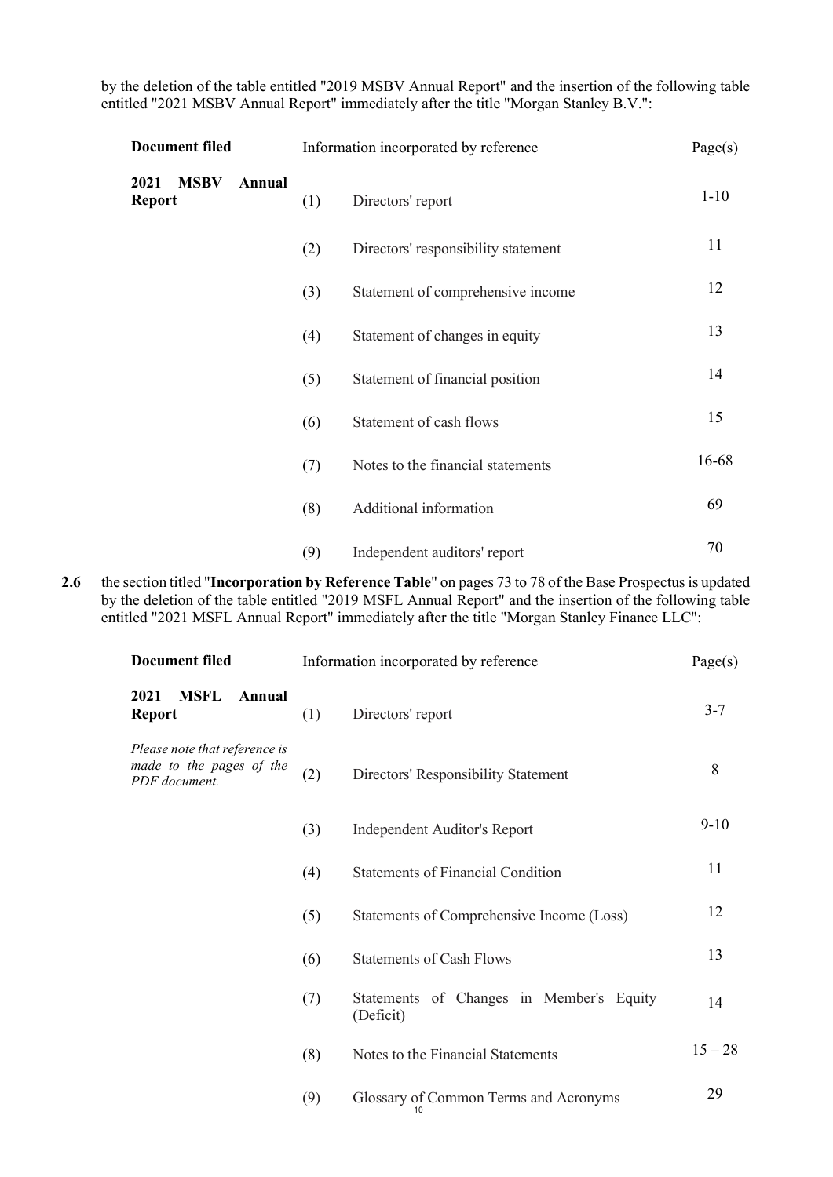by the deletion of the table entitled "2019 MSBV Annual Report" and the insertion of the following table entitled "2021 MSBV Annual Report" immediately after the title "Morgan Stanley B.V.":

| **Document filed** | Information incorporated by reference | | Page(s) |
|---|---|---|---|
| **2021 MSBV Annual Report** | (1) | Directors' report | 1-10 |
| | (2) | Directors' responsibility statement | 11 |
| | (3) | Statement of comprehensive income | 12 |
| | (4) | Statement of changes in equity | 13 |
| | (5) | Statement of financial position | 14 |
| | (6) | Statement of cash flows | 15 |
| | (7) | Notes to the financial statements | 16-68 |
| | (8) | Additional information | 69 |
| | (9) | Independent auditors' report | 70 |

**2.6** the section titled "**Incorporation by Reference Table**" on pages 73 to 78 of the Base Prospectus is updated by the deletion of the table entitled "2019 MSFL Annual Report" and the insertion of the following table entitled "2021 MSFL Annual Report" immediately after the title "Morgan Stanley Finance LLC":

| **Document filed** | Information incorporated by reference | | Page(s) |
|---|---|---|---|
| **2021 MSFL Annual Report** | (1) | Directors' report | 3-7 |
| *Please note that reference is made to the pages of the PDF document.* | (2) | Directors' Responsibility Statement | 8 |
| | (3) | Independent Auditor's Report | 9-10 |
| | (4) | Statements of Financial Condition | 11 |
| | (5) | Statements of Comprehensive Income (Loss) | 12 |
| | (6) | Statements of Cash Flows | 13 |
| | (7) | Statements of Changes in Member's Equity (Deficit) | 14 |
| | (8) | Notes to the Financial Statements | 15 – 28 |
| | (9) | Glossary of Common Terms and Acronyms | 29 |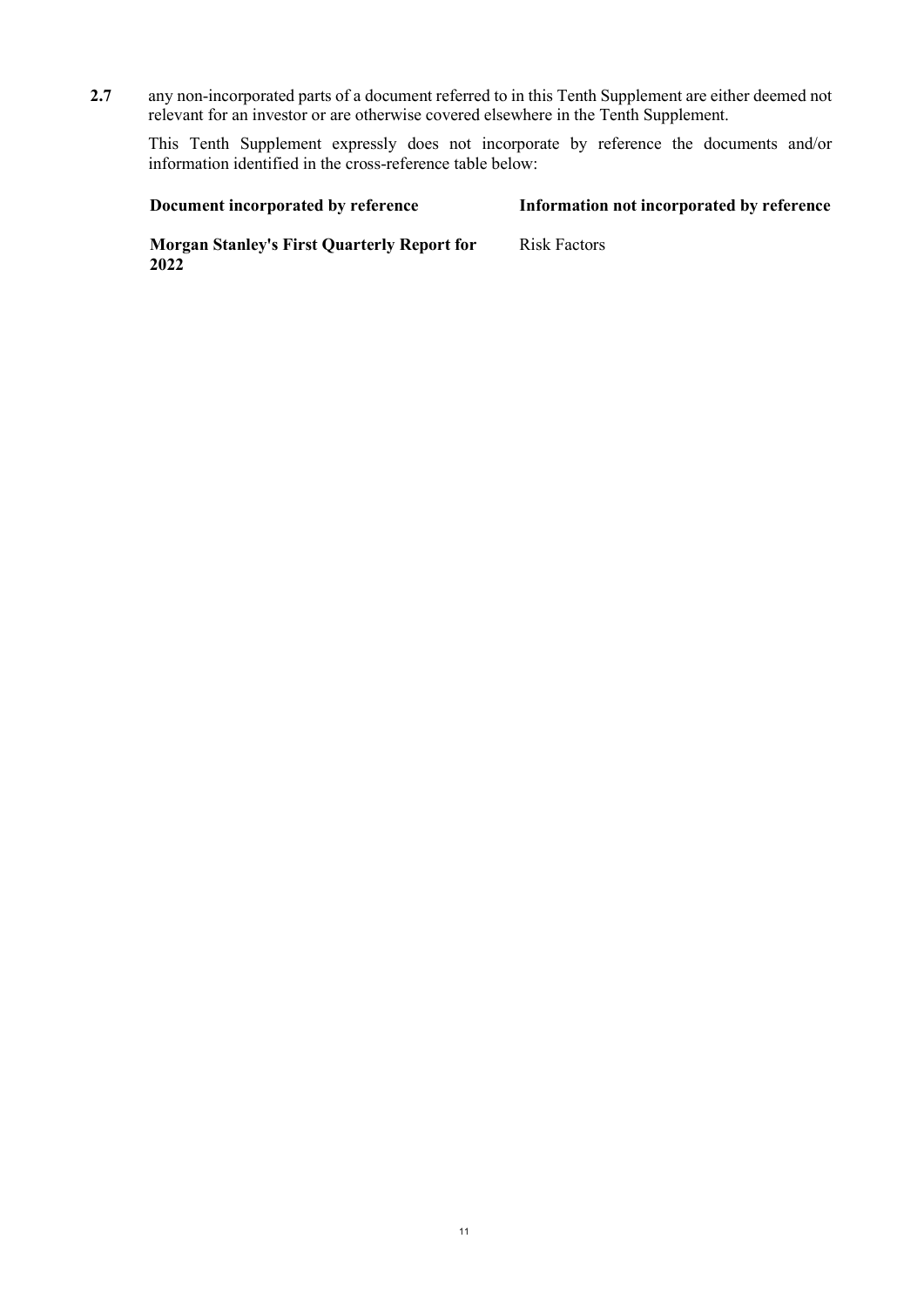**2.7** any non-incorporated parts of a document referred to in this Tenth Supplement are either deemed not relevant for an investor or are otherwise covered elsewhere in the Tenth Supplement.

This Tenth Supplement expressly does not incorporate by reference the documents and/or information identified in the cross-reference table below:

| Document incorporated by reference | Information not incorporated by reference |
| --- | --- |
| **Morgan Stanley's First Quarterly Report for 2022** | Risk Factors |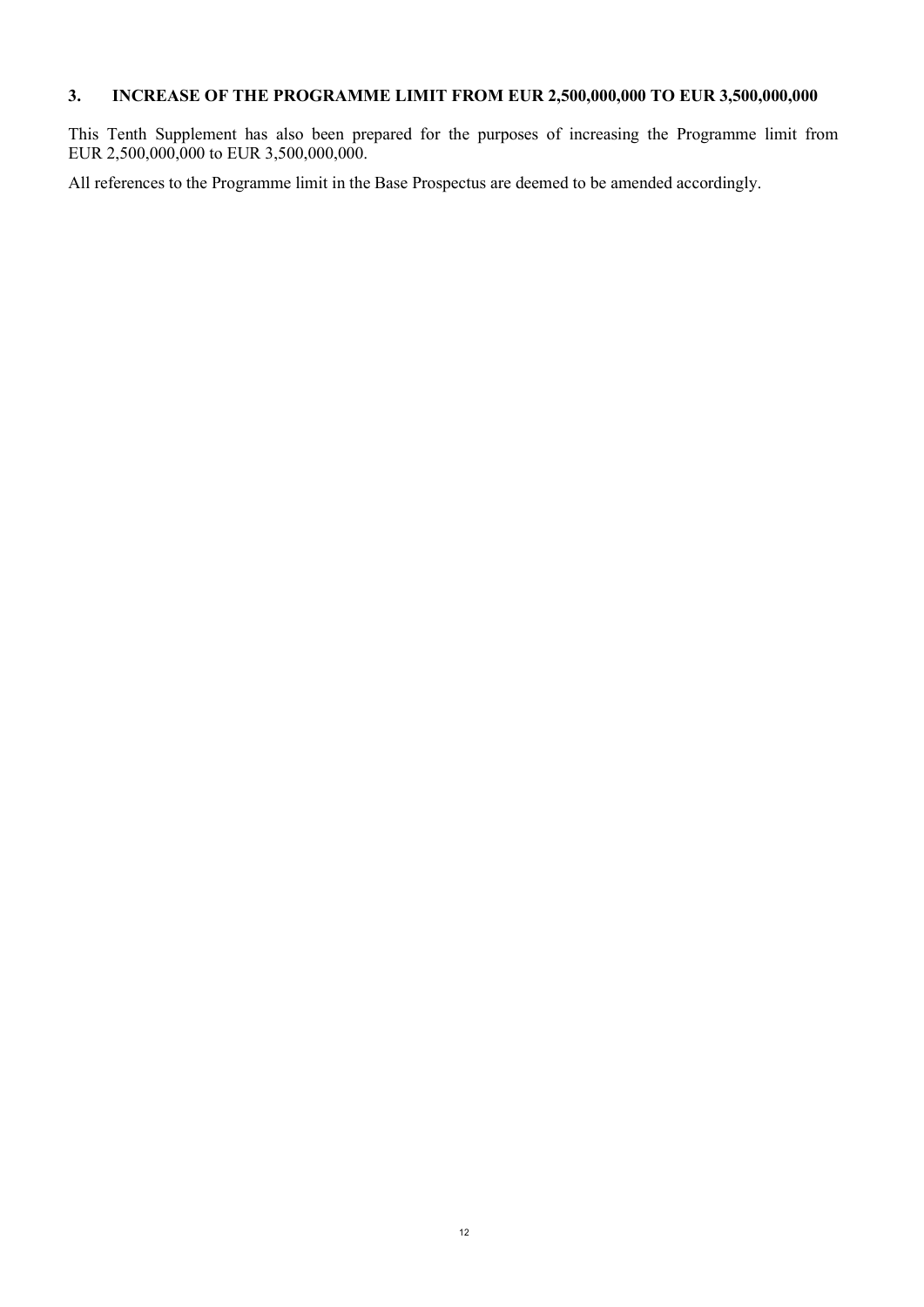## 3. INCREASE OF THE PROGRAMME LIMIT FROM EUR 2,500,000,000 TO EUR 3,500,000,000

This Tenth Supplement has also been prepared for the purposes of increasing the Programme limit from EUR 2,500,000,000 to EUR 3,500,000,000.

All references to the Programme limit in the Base Prospectus are deemed to be amended accordingly.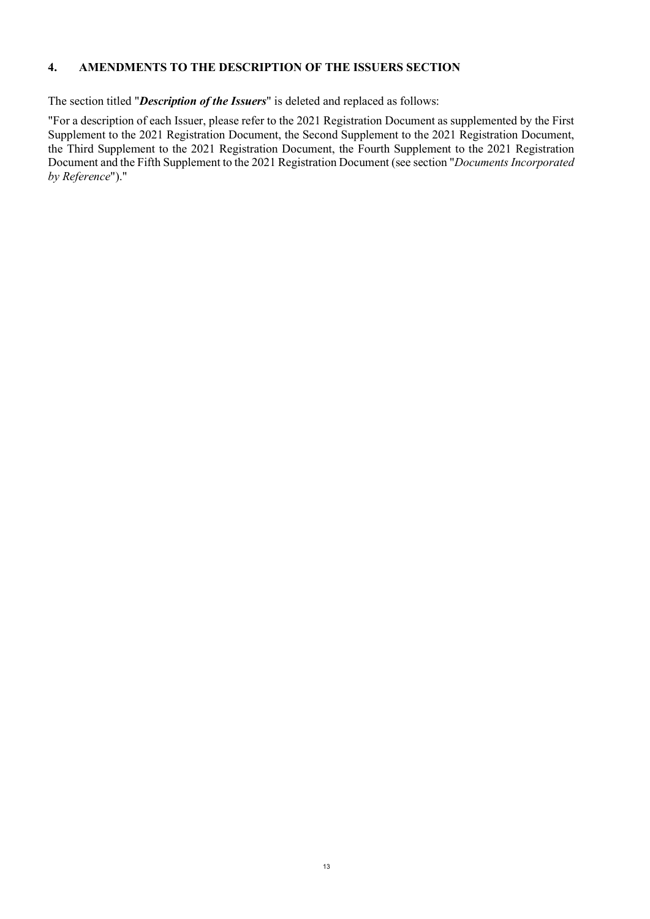## 4. AMENDMENTS TO THE DESCRIPTION OF THE ISSUERS SECTION

The section titled "***Description of the Issuers***" is deleted and replaced as follows:

"For a description of each Issuer, please refer to the 2021 Registration Document as supplemented by the First Supplement to the 2021 Registration Document, the Second Supplement to the 2021 Registration Document, the Third Supplement to the 2021 Registration Document, the Fourth Supplement to the 2021 Registration Document and the Fifth Supplement to the 2021 Registration Document (see section "*Documents Incorporated by Reference*")."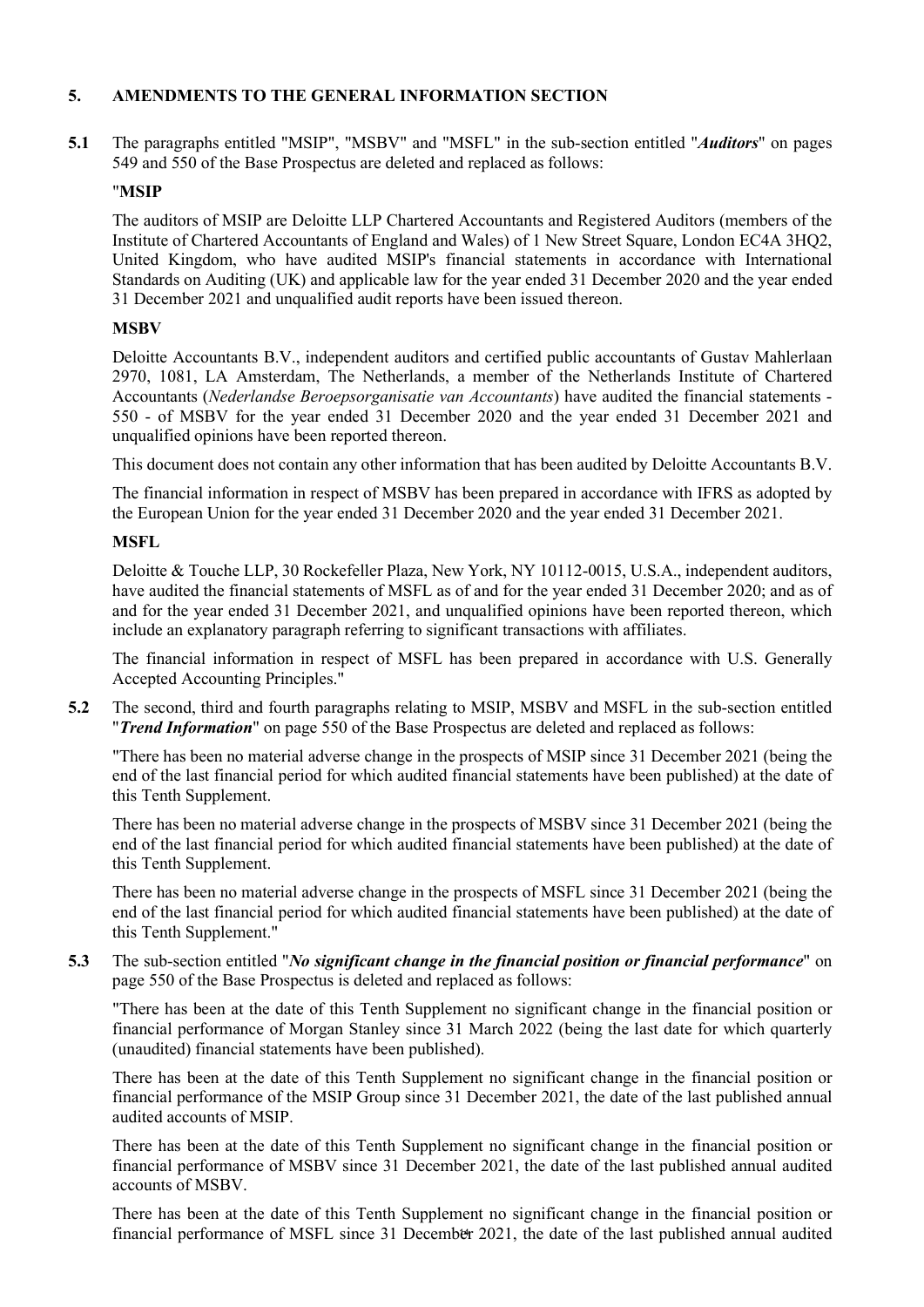## 5. AMENDMENTS TO THE GENERAL INFORMATION SECTION

**5.1** The paragraphs entitled "MSIP", "MSBV" and "MSFL" in the sub-section entitled "***Auditors***" on pages 549 and 550 of the Base Prospectus are deleted and replaced as follows:

"**MSIP**

The auditors of MSIP are Deloitte LLP Chartered Accountants and Registered Auditors (members of the Institute of Chartered Accountants of England and Wales) of 1 New Street Square, London EC4A 3HQ2, United Kingdom, who have audited MSIP's financial statements in accordance with International Standards on Auditing (UK) and applicable law for the year ended 31 December 2020 and the year ended 31 December 2021 and unqualified audit reports have been issued thereon.

**MSBV**

Deloitte Accountants B.V., independent auditors and certified public accountants of Gustav Mahlerlaan 2970, 1081, LA Amsterdam, The Netherlands, a member of the Netherlands Institute of Chartered Accountants (*Nederlandse Beroepsorganisatie van Accountants*) have audited the financial statements - 550 - of MSBV for the year ended 31 December 2020 and the year ended 31 December 2021 and unqualified opinions have been reported thereon.

This document does not contain any other information that has been audited by Deloitte Accountants B.V.

The financial information in respect of MSBV has been prepared in accordance with IFRS as adopted by the European Union for the year ended 31 December 2020 and the year ended 31 December 2021.

**MSFL**

Deloitte & Touche LLP, 30 Rockefeller Plaza, New York, NY 10112-0015, U.S.A., independent auditors, have audited the financial statements of MSFL as of and for the year ended 31 December 2020; and as of and for the year ended 31 December 2021, and unqualified opinions have been reported thereon, which include an explanatory paragraph referring to significant transactions with affiliates.

The financial information in respect of MSFL has been prepared in accordance with U.S. Generally Accepted Accounting Principles."

**5.2** The second, third and fourth paragraphs relating to MSIP, MSBV and MSFL in the sub-section entitled "***Trend Information***" on page 550 of the Base Prospectus are deleted and replaced as follows:

"There has been no material adverse change in the prospects of MSIP since 31 December 2021 (being the end of the last financial period for which audited financial statements have been published) at the date of this Tenth Supplement.

There has been no material adverse change in the prospects of MSBV since 31 December 2021 (being the end of the last financial period for which audited financial statements have been published) at the date of this Tenth Supplement.

There has been no material adverse change in the prospects of MSFL since 31 December 2021 (being the end of the last financial period for which audited financial statements have been published) at the date of this Tenth Supplement."

**5.3** The sub-section entitled "***No significant change in the financial position or financial performance***" on page 550 of the Base Prospectus is deleted and replaced as follows:

"There has been at the date of this Tenth Supplement no significant change in the financial position or financial performance of Morgan Stanley since 31 March 2022 (being the last date for which quarterly (unaudited) financial statements have been published).

There has been at the date of this Tenth Supplement no significant change in the financial position or financial performance of the MSIP Group since 31 December 2021, the date of the last published annual audited accounts of MSIP.

There has been at the date of this Tenth Supplement no significant change in the financial position or financial performance of MSBV since 31 December 2021, the date of the last published annual audited accounts of MSBV.

There has been at the date of this Tenth Supplement no significant change in the financial position or financial performance of MSFL since 31 December 2021, the date of the last published annual audited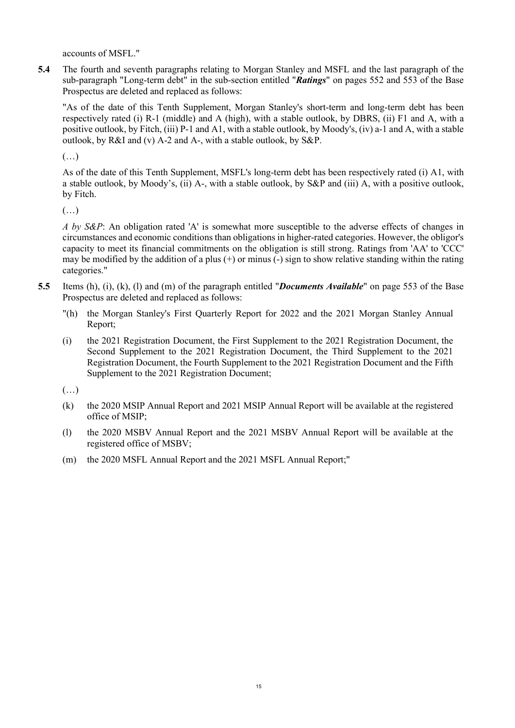accounts of MSFL."

**5.4** The fourth and seventh paragraphs relating to Morgan Stanley and MSFL and the last paragraph of the sub-paragraph "Long-term debt" in the sub-section entitled "***Ratings***" on pages 552 and 553 of the Base Prospectus are deleted and replaced as follows:

"As of the date of this Tenth Supplement, Morgan Stanley's short-term and long-term debt has been respectively rated (i) R-1 (middle) and A (high), with a stable outlook, by DBRS, (ii) F1 and A, with a positive outlook, by Fitch, (iii) P-1 and A1, with a stable outlook, by Moody's, (iv) a-1 and A, with a stable outlook, by R&I and (v) A-2 and A-, with a stable outlook, by S&P.

(…)

As of the date of this Tenth Supplement, MSFL's long-term debt has been respectively rated (i) A1, with a stable outlook, by Moody's, (ii) A-, with a stable outlook, by S&P and (iii) A, with a positive outlook, by Fitch.

(…)

*A by S&P*: An obligation rated 'A' is somewhat more susceptible to the adverse effects of changes in circumstances and economic conditions than obligations in higher-rated categories. However, the obligor's capacity to meet its financial commitments on the obligation is still strong. Ratings from 'AA' to 'CCC' may be modified by the addition of a plus (+) or minus (-) sign to show relative standing within the rating categories."

**5.5** Items (h), (i), (k), (l) and (m) of the paragraph entitled "***Documents Available***" on page 553 of the Base Prospectus are deleted and replaced as follows:

"(h) the Morgan Stanley's First Quarterly Report for 2022 and the 2021 Morgan Stanley Annual Report;

(i) the 2021 Registration Document, the First Supplement to the 2021 Registration Document, the Second Supplement to the 2021 Registration Document, the Third Supplement to the 2021 Registration Document, the Fourth Supplement to the 2021 Registration Document and the Fifth Supplement to the 2021 Registration Document;

(…)

(k) the 2020 MSIP Annual Report and 2021 MSIP Annual Report will be available at the registered office of MSIP;

(l) the 2020 MSBV Annual Report and the 2021 MSBV Annual Report will be available at the registered office of MSBV;

(m) the 2020 MSFL Annual Report and the 2021 MSFL Annual Report;"